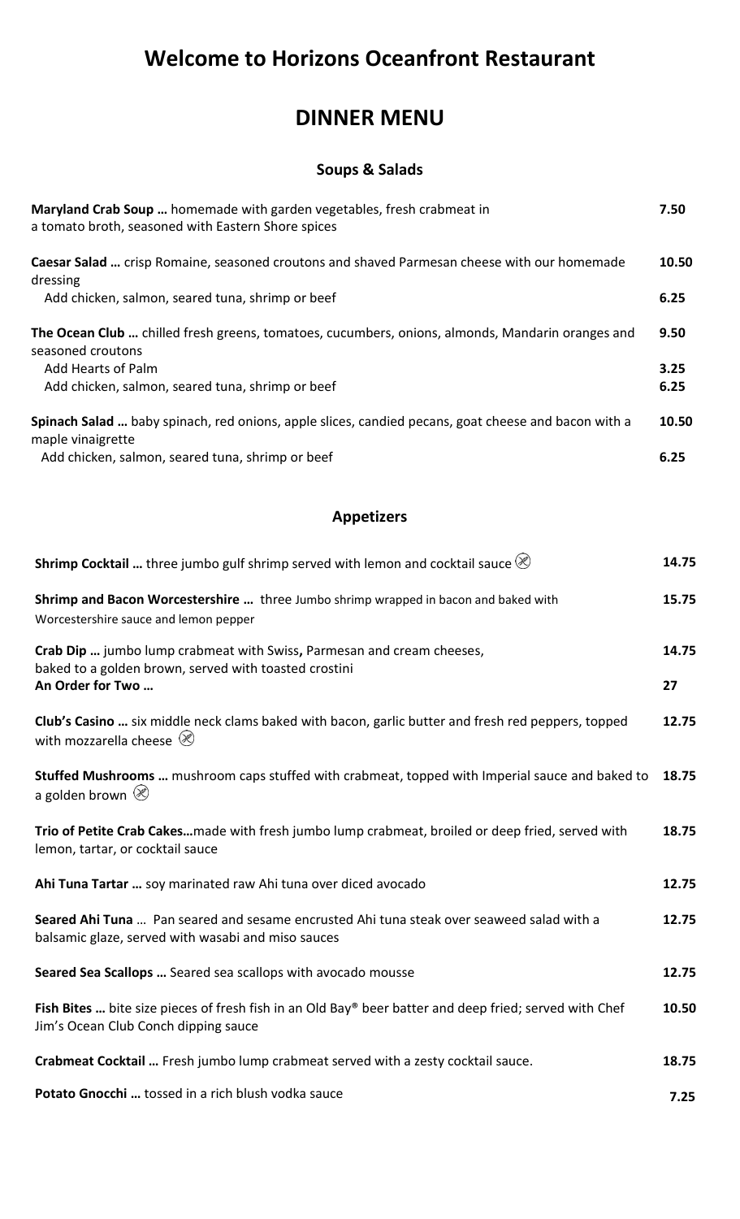# Welcome to Horizons Oceanfront Restaurant

## DINNER MENU

### Soups & Salads

| Item | Price |
|---|---|
| **Maryland Crab Soup …** homemade with garden vegetables, fresh crabmeat in a tomato broth, seasoned with Eastern Shore spices | 7.50 |
| **Caesar Salad …** crisp Romaine, seasoned croutons and shaved Parmesan cheese with our homemade dressing | 10.50 |
| Add chicken, salmon, seared tuna, shrimp or beef | 6.25 |
| **The Ocean Club …** chilled fresh greens, tomatoes, cucumbers, onions, almonds, Mandarin oranges and seasoned croutons | 9.50 |
| Add Hearts of Palm | 3.25 |
| Add chicken, salmon, seared tuna, shrimp or beef | 6.25 |
| **Spinach Salad …** baby spinach, red onions, apple slices, candied pecans, goat cheese and bacon with a maple vinaigrette | 10.50 |
| Add chicken, salmon, seared tuna, shrimp or beef | 6.25 |

### Appetizers

| Item | Price |
|---|---|
| **Shrimp Cocktail …** three jumbo gulf shrimp served with lemon and cocktail sauce ⊗ | 14.75 |
| **Shrimp and Bacon Worcestershire …** three Jumbo shrimp wrapped in bacon and baked with Worcestershire sauce and lemon pepper | 15.75 |
| **Crab Dip …** jumbo lump crabmeat with Swiss, Parmesan and cream cheeses, baked to a golden brown, served with toasted crostini | 14.75 |
| **An Order for Two …** | 27 |
| **Club's Casino …** six middle neck clams baked with bacon, garlic butter and fresh red peppers, topped with mozzarella cheese ⊗ | 12.75 |
| **Stuffed Mushrooms …** mushroom caps stuffed with crabmeat, topped with Imperial sauce and baked to a golden brown ⊗ | 18.75 |
| **Trio of Petite Crab Cakes…**made with fresh jumbo lump crabmeat, broiled or deep fried, served with lemon, tartar, or cocktail sauce | 18.75 |
| **Ahi Tuna Tartar …** soy marinated raw Ahi tuna over diced avocado | 12.75 |
| **Seared Ahi Tuna** … Pan seared and sesame encrusted Ahi tuna steak over seaweed salad with a balsamic glaze, served with wasabi and miso sauces | 12.75 |
| **Seared Sea Scallops …** Seared sea scallops with avocado mousse | 12.75 |
| **Fish Bites …** bite size pieces of fresh fish in an Old Bay® beer batter and deep fried; served with Chef Jim's Ocean Club Conch dipping sauce | 10.50 |
| **Crabmeat Cocktail …** Fresh jumbo lump crabmeat served with a zesty cocktail sauce. | 18.75 |
| **Potato Gnocchi …** tossed in a rich blush vodka sauce | 7.25 |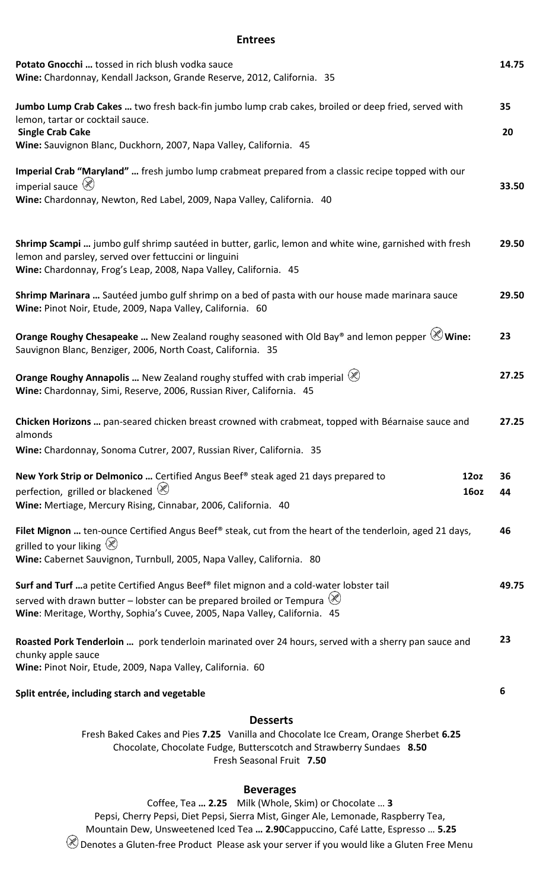## Entrees

**Potato Gnocchi …** tossed in rich blush vodka sauce — **14.75**
**Wine:** Chardonnay, Kendall Jackson, Grande Reserve, 2012, California. 35

**Jumbo Lump Crab Cakes …** two fresh back-fin jumbo lump crab cakes, broiled or deep fried, served with lemon, tartar or cocktail sauce. — **35**
**Single Crab Cake** — **20**
**Wine:** Sauvignon Blanc, Duckhorn, 2007, Napa Valley, California. 45

**Imperial Crab "Maryland" …** fresh jumbo lump crabmeat prepared from a classic recipe topped with our imperial sauce ⊗ — **33.50**
**Wine:** Chardonnay, Newton, Red Label, 2009, Napa Valley, California. 40

**Shrimp Scampi …** jumbo gulf shrimp sautéed in butter, garlic, lemon and white wine, garnished with fresh lemon and parsley, served over fettuccini or linguini — **29.50**
**Wine:** Chardonnay, Frog's Leap, 2008, Napa Valley, California. 45

**Shrimp Marinara …** Sautéed jumbo gulf shrimp on a bed of pasta with our house made marinara sauce — **29.50**
**Wine:** Pinot Noir, Etude, 2009, Napa Valley, California. 60

**Orange Roughy Chesapeake …** New Zealand roughy seasoned with Old Bay® and lemon pepper ⊗ — **23**
**Wine:** Sauvignon Blanc, Benziger, 2006, North Coast, California. 35

**Orange Roughy Annapolis …** New Zealand roughy stuffed with crab imperial ⊗ — **27.25**
**Wine:** Chardonnay, Simi, Reserve, 2006, Russian River, California. 45

**Chicken Horizons …** pan-seared chicken breast crowned with crabmeat, topped with Béarnaise sauce and almonds — **27.25**
**Wine:** Chardonnay, Sonoma Cutrer, 2007, Russian River, California. 35

**New York Strip or Delmonico …** Certified Angus Beef® steak aged 21 days prepared to perfection, grilled or blackened ⊗ — **12oz 36** / **16oz 44**
**Wine:** Mertiage, Mercury Rising, Cinnabar, 2006, California. 40

**Filet Mignon …** ten-ounce Certified Angus Beef® steak, cut from the heart of the tenderloin, aged 21 days, grilled to your liking ⊗ — **46**
**Wine:** Cabernet Sauvignon, Turnbull, 2005, Napa Valley, California. 80

**Surf and Turf …**a petite Certified Angus Beef® filet mignon and a cold-water lobster tail served with drawn butter – lobster can be prepared broiled or Tempura ⊗ — **49.75**
**Wine**: Meritage, Worthy, Sophia's Cuvee, 2005, Napa Valley, California. 45

**Roasted Pork Tenderloin …** pork tenderloin marinated over 24 hours, served with a sherry pan sauce and chunky apple sauce — **23**
**Wine:** Pinot Noir, Etude, 2009, Napa Valley, California. 60

**Split entrée, including starch and vegetable** — **6**

## Desserts

Fresh Baked Cakes and Pies **7.25** Vanilla and Chocolate Ice Cream, Orange Sherbet **6.25**
Chocolate, Chocolate Fudge, Butterscotch and Strawberry Sundaes **8.50**
Fresh Seasonal Fruit **7.50**

## Beverages

Coffee, Tea **… 2.25** Milk (Whole, Skim) or Chocolate … **3**
Pepsi, Cherry Pepsi, Diet Pepsi, Sierra Mist, Ginger Ale, Lemonade, Raspberry Tea, Mountain Dew, Unsweetened Iced Tea **… 2.90**Cappuccino, Café Latte, Espresso … **5.25**

⊗ Denotes a Gluten-free Product Please ask your server if you would like a Gluten Free Menu